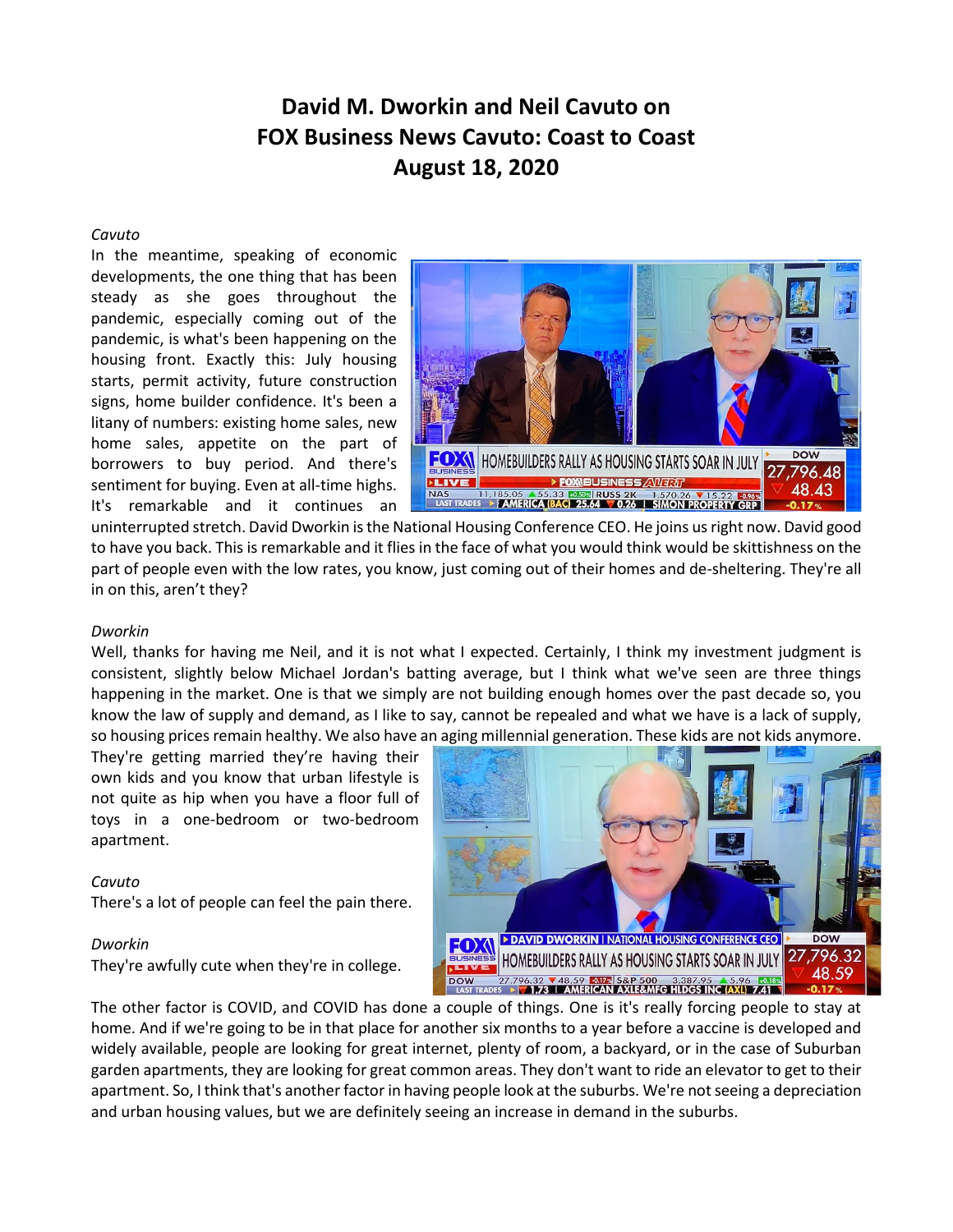# David M. Dworkin and Neil Cavuto on FOX Business News Cavuto: Coast to Coast August 18, 2020

*Cavuto*

In the meantime, speaking of economic developments, the one thing that has been steady as she goes throughout the pandemic, especially coming out of the pandemic, is what's been happening on the housing front. Exactly this: July housing starts, permit activity, future construction signs, home builder confidence. It's been a litany of numbers: existing home sales, new home sales, appetite on the part of borrowers to buy period. And there's sentiment for buying. Even at all-time highs. It's remarkable and it continues an uninterrupted stretch. David Dworkin is the National Housing Conference CEO. He joins us right now. David good to have you back. This is remarkable and it flies in the face of what you would think would be skittishness on the part of people even with the low rates, you know, just coming out of their homes and de-sheltering. They're all in on this, aren't they?

*Dworkin*

Well, thanks for having me Neil, and it is not what I expected. Certainly, I think my investment judgment is consistent, slightly below Michael Jordan's batting average, but I think what we've seen are three things happening in the market. One is that we simply are not building enough homes over the past decade so, you know the law of supply and demand, as I like to say, cannot be repealed and what we have is a lack of supply, so housing prices remain healthy. We also have an aging millennial generation. These kids are not kids anymore. They're getting married they're having their own kids and you know that urban lifestyle is not quite as hip when you have a floor full of toys in a one-bedroom or two-bedroom apartment.

*Cavuto*

There's a lot of people can feel the pain there.

*Dworkin*

They're awfully cute when they're in college.

The other factor is COVID, and COVID has done a couple of things. One is it's really forcing people to stay at home. And if we're going to be in that place for another six months to a year before a vaccine is developed and widely available, people are looking for great internet, plenty of room, a backyard, or in the case of Suburban garden apartments, they are looking for great common areas. They don't want to ride an elevator to get to their apartment. So, I think that's another factor in having people look at the suburbs. We're not seeing a depreciation and urban housing values, but we are definitely seeing an increase in demand in the suburbs.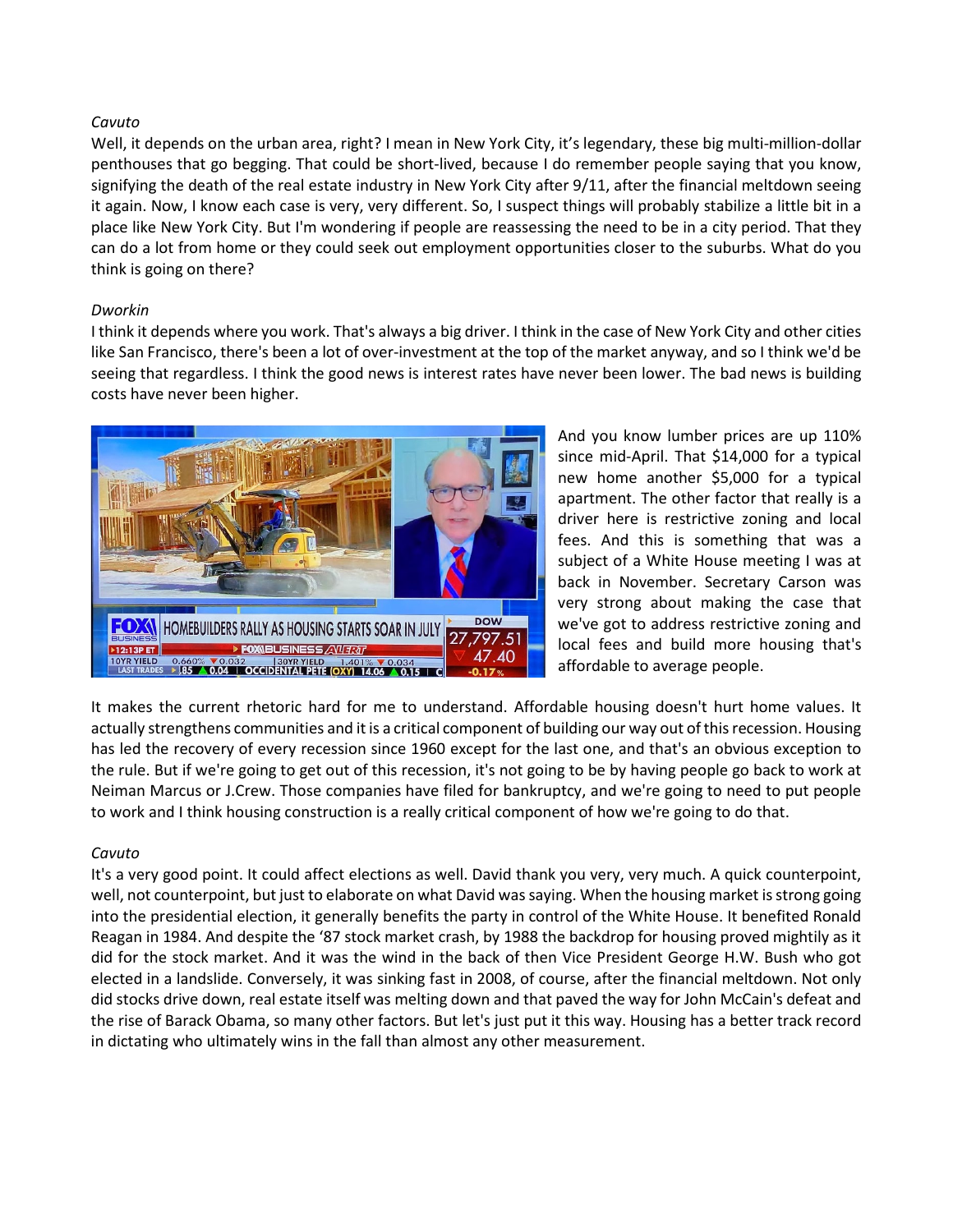*Cavuto*

Well, it depends on the urban area, right? I mean in New York City, it's legendary, these big multi-million-dollar penthouses that go begging. That could be short-lived, because I do remember people saying that you know, signifying the death of the real estate industry in New York City after 9/11, after the financial meltdown seeing it again. Now, I know each case is very, very different. So, I suspect things will probably stabilize a little bit in a place like New York City. But I'm wondering if people are reassessing the need to be in a city period. That they can do a lot from home or they could seek out employment opportunities closer to the suburbs. What do you think is going on there?

*Dworkin*

I think it depends where you work. That's always a big driver. I think in the case of New York City and other cities like San Francisco, there's been a lot of over-investment at the top of the market anyway, and so I think we'd be seeing that regardless. I think the good news is interest rates have never been lower. The bad news is building costs have never been higher.

And you know lumber prices are up 110% since mid-April. That $14,000 for a typical new home another $5,000 for a typical apartment. The other factor that really is a driver here is restrictive zoning and local fees. And this is something that was a subject of a White House meeting I was at back in November. Secretary Carson was very strong about making the case that we've got to address restrictive zoning and local fees and build more housing that's affordable to average people.

It makes the current rhetoric hard for me to understand. Affordable housing doesn't hurt home values. It actually strengthens communities and it is a critical component of building our way out of this recession. Housing has led the recovery of every recession since 1960 except for the last one, and that's an obvious exception to the rule. But if we're going to get out of this recession, it's not going to be by having people go back to work at Neiman Marcus or J.Crew. Those companies have filed for bankruptcy, and we're going to need to put people to work and I think housing construction is a really critical component of how we're going to do that.

*Cavuto*

It's a very good point. It could affect elections as well. David thank you very, very much. A quick counterpoint, well, not counterpoint, but just to elaborate on what David was saying. When the housing market is strong going into the presidential election, it generally benefits the party in control of the White House. It benefited Ronald Reagan in 1984. And despite the '87 stock market crash, by 1988 the backdrop for housing proved mightily as it did for the stock market. And it was the wind in the back of then Vice President George H.W. Bush who got elected in a landslide. Conversely, it was sinking fast in 2008, of course, after the financial meltdown. Not only did stocks drive down, real estate itself was melting down and that paved the way for John McCain's defeat and the rise of Barack Obama, so many other factors. But let's just put it this way. Housing has a better track record in dictating who ultimately wins in the fall than almost any other measurement.